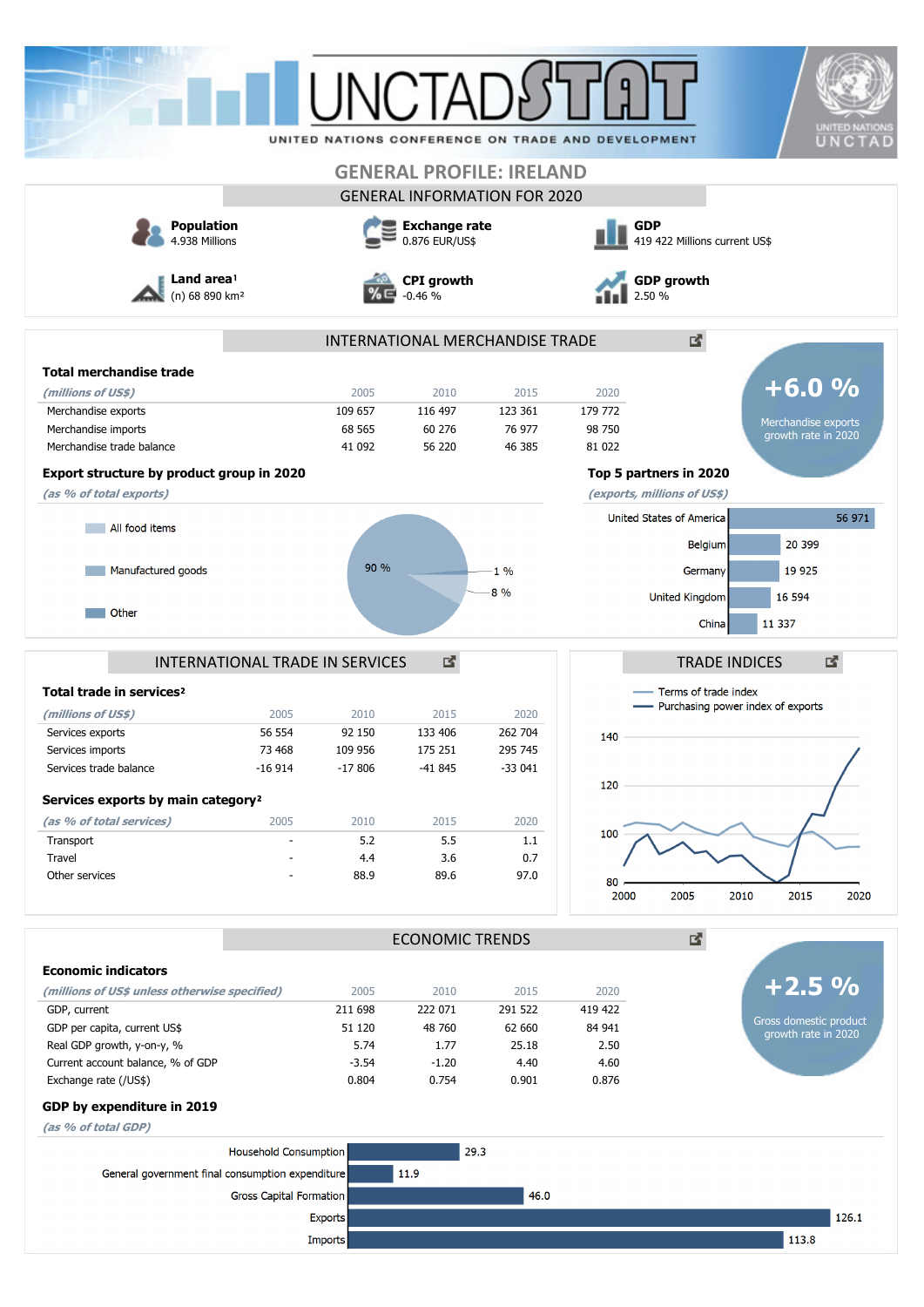# UNCTADSTAT

UNITED NATIONS CONFERENCE ON TRADE AND DEVELOPMENT

## GENERAL PROFILE: IRELAND

### GENERAL INFORMATION FOR 2020

**Population**
4.938 Millions

**Exchange rate**
0.876 EUR/US$

**GDP**
419 422 Millions current US$

**Land area**[1]
(n) 68 890 km²

**CPI growth**
-0.46 %

**GDP growth**
2.50 %

### INTERNATIONAL MERCHANDISE TRADE

**Total merchandise trade**

| *(millions of US$)* | 2005 | 2010 | 2015 | 2020 |
|---|---|---|---|---|
| Merchandise exports | 109 657 | 116 497 | 123 361 | 179 772 |
| Merchandise imports | 68 565 | 60 276 | 76 977 | 98 750 |
| Merchandise trade balance | 41 092 | 56 220 | 46 385 | 81 022 |

**+6.0 %** Merchandise exports growth rate in 2020

**Export structure by product group in 2020**

*(as % of total exports)*

- All food items: 8 %
- Manufactured goods: 90 %
- Other: 1 %

**Top 5 partners in 2020**

*(exports, millions of US$)*

| Partner | Exports |
|---|---|
| United States of America | 56 971 |
| Belgium | 20 399 |
| Germany | 19 925 |
| United Kingdom | 16 594 |
| China | 11 337 |

### INTERNATIONAL TRADE IN SERVICES

**Total trade in services**[2]

| *(millions of US$)* | 2005 | 2010 | 2015 | 2020 |
|---|---|---|---|---|
| Services exports | 56 554 | 92 150 | 133 406 | 262 704 |
| Services imports | 73 468 | 109 956 | 175 251 | 295 745 |
| Services trade balance | -16 914 | -17 806 | -41 845 | -33 041 |

**Services exports by main category**[2]

| *(as % of total services)* | 2005 | 2010 | 2015 | 2020 |
|---|---|---|---|---|
| Transport | - | 5.2 | 5.5 | 1.1 |
| Travel | - | 4.4 | 3.6 | 0.7 |
| Other services | - | 88.9 | 89.6 | 97.0 |

### TRADE INDICES

Terms of trade index; Purchasing power index of exports (2000–2020)

### ECONOMIC TRENDS

**Economic indicators**

| *(millions of US$ unless otherwise specified)* | 2005 | 2010 | 2015 | 2020 |
|---|---|---|---|---|
| GDP, current | 211 698 | 222 071 | 291 522 | 419 422 |
| GDP per capita, current US$ | 51 120 | 48 760 | 62 660 | 84 941 |
| Real GDP growth, y-on-y, % | 5.74 | 1.77 | 25.18 | 2.50 |
| Current account balance, % of GDP | -3.54 | -1.20 | 4.40 | 4.60 |
| Exchange rate (/US$) | 0.804 | 0.754 | 0.901 | 0.876 |

**+2.5 %** Gross domestic product growth rate in 2020

**GDP by expenditure in 2019**

*(as % of total GDP)*

| Component | % of GDP |
|---|---|
| Household Consumption | 29.3 |
| General government final consumption expenditure | 11.9 |
| Gross Capital Formation | 46.0 |
| Exports | 126.1 |
| Imports | 113.8 |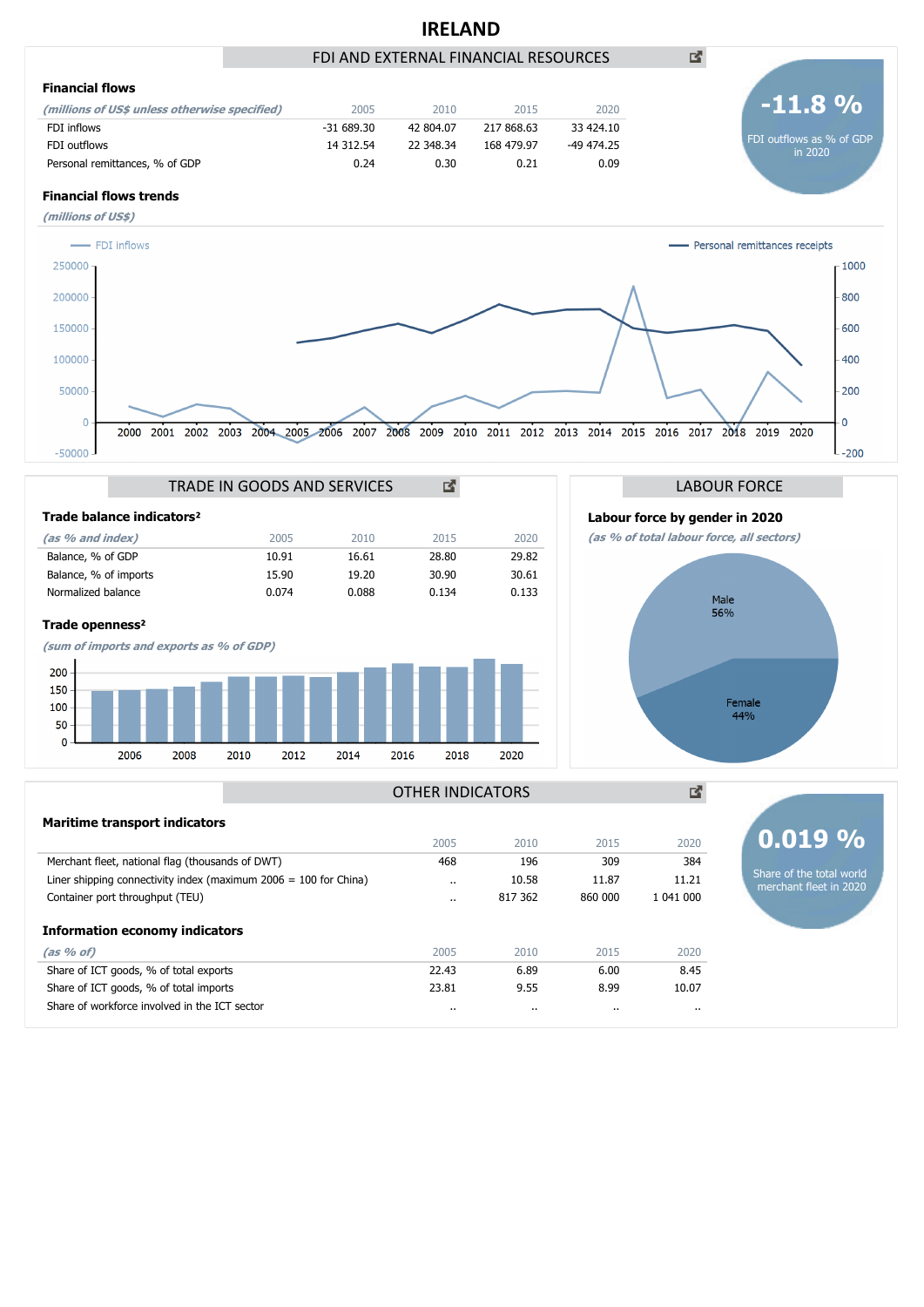# IRELAND

## FDI AND EXTERNAL FINANCIAL RESOURCES

### Financial flows

| *(millions of US$ unless otherwise specified)* | 2005 | 2010 | 2015 | 2020 |
|---|---|---|---|---|
| FDI inflows | -31 689.30 | 42 804.07 | 217 868.63 | 33 424.10 |
| FDI outflows | 14 312.54 | 22 348.34 | 168 479.97 | -49 474.25 |
| Personal remittances, % of GDP | 0.24 | 0.30 | 0.21 | 0.09 |

**-11.8 %**
FDI outflows as % of GDP in 2020

### Financial flows trends

*(millions of US$)*

FDI inflows — Personal remittances receipts

## TRADE IN GOODS AND SERVICES

### Trade balance indicators²

| *(as % and index)* | 2005 | 2010 | 2015 | 2020 |
|---|---|---|---|---|
| Balance, % of GDP | 10.91 | 16.61 | 28.80 | 29.82 |
| Balance, % of imports | 15.90 | 19.20 | 30.90 | 30.61 |
| Normalized balance | 0.074 | 0.088 | 0.134 | 0.133 |

### Trade openness²

*(sum of imports and exports as % of GDP)*

## LABOUR FORCE

### Labour force by gender in 2020

*(as % of total labour force, all sectors)*

Male 56%
Female 44%

## OTHER INDICATORS

### Maritime transport indicators

| | 2005 | 2010 | 2015 | 2020 |
|---|---|---|---|---|
| Merchant fleet, national flag (thousands of DWT) | 468 | 196 | 309 | 384 |
| Liner shipping connectivity index (maximum 2006 = 100 for China) | .. | 10.58 | 11.87 | 11.21 |
| Container port throughput (TEU) | .. | 817 362 | 860 000 | 1 041 000 |

**0.019 %**
Share of the total world merchant fleet in 2020

### Information economy indicators

| *(as % of)* | 2005 | 2010 | 2015 | 2020 |
|---|---|---|---|---|
| Share of ICT goods, % of total exports | 22.43 | 6.89 | 6.00 | 8.45 |
| Share of ICT goods, % of total imports | 23.81 | 9.55 | 8.99 | 10.07 |
| Share of workforce involved in the ICT sector | .. | .. | .. | .. |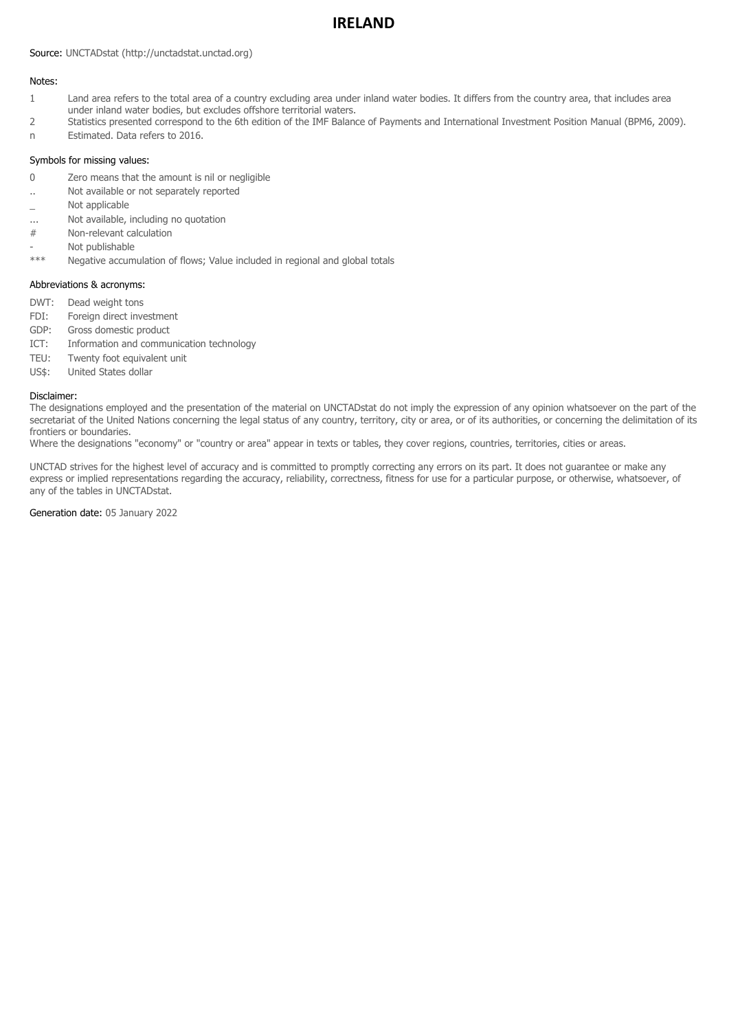# IRELAND

Source: UNCTADstat (http://unctadstat.unctad.org)

Notes:

| | |
|---|---|
| 1 | Land area refers to the total area of a country excluding area under inland water bodies. It differs from the country area, that includes area under inland water bodies, but excludes offshore territorial waters. |
| 2 | Statistics presented correspond to the 6th edition of the IMF Balance of Payments and International Investment Position Manual (BPM6, 2009). |
| n | Estimated. Data refers to 2016. |

Symbols for missing values:

| | |
|---|---|
| 0 | Zero means that the amount is nil or negligible |
| .. | Not available or not separately reported |
| _ | Not applicable |
| ... | Not available, including no quotation |
| # | Non-relevant calculation |
| - | Not publishable |
| *** | Negative accumulation of flows; Value included in regional and global totals |

Abbreviations & acronyms:

| | |
|---|---|
| DWT: | Dead weight tons |
| FDI: | Foreign direct investment |
| GDP: | Gross domestic product |
| ICT: | Information and communication technology |
| TEU: | Twenty foot equivalent unit |
| US$: | United States dollar |

Disclaimer:

The designations employed and the presentation of the material on UNCTADstat do not imply the expression of any opinion whatsoever on the part of the secretariat of the United Nations concerning the legal status of any country, territory, city or area, or of its authorities, or concerning the delimitation of its frontiers or boundaries.

Where the designations "economy" or "country or area" appear in texts or tables, they cover regions, countries, territories, cities or areas.

UNCTAD strives for the highest level of accuracy and is committed to promptly correcting any errors on its part. It does not guarantee or make any express or implied representations regarding the accuracy, reliability, correctness, fitness for use for a particular purpose, or otherwise, whatsoever, of any of the tables in UNCTADstat.

Generation date: 05 January 2022